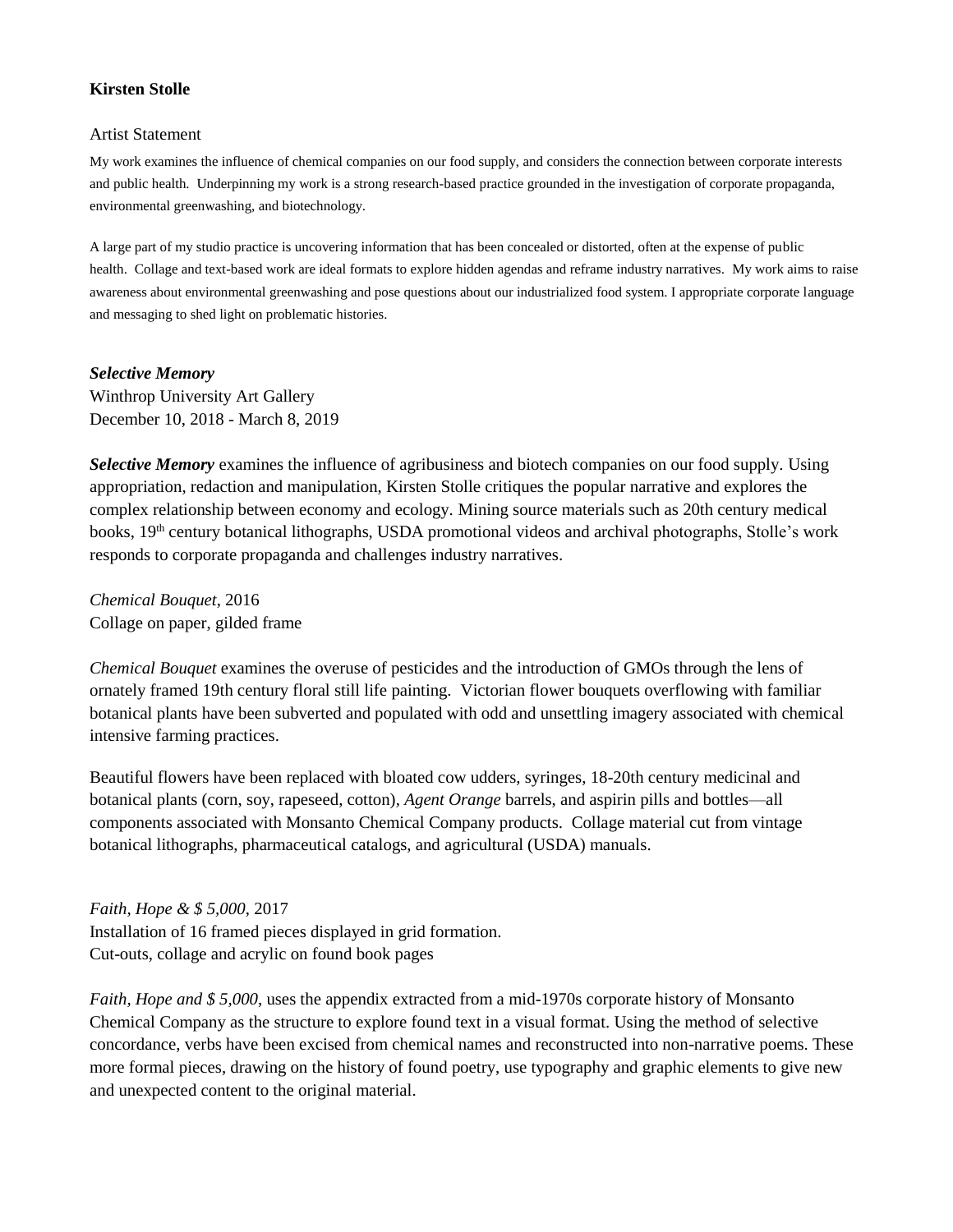**Kirsten Stolle**

Artist Statement

My work examines the influence of chemical companies on our food supply, and considers the connection between corporate interests and public health. Underpinning my work is a strong research-based practice grounded in the investigation of corporate propaganda, environmental greenwashing, and biotechnology.

A large part of my studio practice is uncovering information that has been concealed or distorted, often at the expense of public health. Collage and text-based work are ideal formats to explore hidden agendas and reframe industry narratives. My work aims to raise awareness about environmental greenwashing and pose questions about our industrialized food system. I appropriate corporate language and messaging to shed light on problematic histories.

***Selective Memory***
Winthrop University Art Gallery
December 10, 2018 - March 8, 2019

***Selective Memory*** examines the influence of agribusiness and biotech companies on our food supply. Using appropriation, redaction and manipulation, Kirsten Stolle critiques the popular narrative and explores the complex relationship between economy and ecology. Mining source materials such as 20th century medical books, 19th century botanical lithographs, USDA promotional videos and archival photographs, Stolle's work responds to corporate propaganda and challenges industry narratives.

*Chemical Bouquet*, 2016
Collage on paper, gilded frame

*Chemical Bouquet* examines the overuse of pesticides and the introduction of GMOs through the lens of ornately framed 19th century floral still life painting. Victorian flower bouquets overflowing with familiar botanical plants have been subverted and populated with odd and unsettling imagery associated with chemical intensive farming practices.

Beautiful flowers have been replaced with bloated cow udders, syringes, 18-20th century medicinal and botanical plants (corn, soy, rapeseed, cotton), *Agent Orange* barrels, and aspirin pills and bottles—all components associated with Monsanto Chemical Company products. Collage material cut from vintage botanical lithographs, pharmaceutical catalogs, and agricultural (USDA) manuals.

*Faith, Hope & $ 5,000*, 2017
Installation of 16 framed pieces displayed in grid formation.
Cut-outs, collage and acrylic on found book pages

*Faith, Hope and $ 5,000*, uses the appendix extracted from a mid-1970s corporate history of Monsanto Chemical Company as the structure to explore found text in a visual format. Using the method of selective concordance, verbs have been excised from chemical names and reconstructed into non-narrative poems. These more formal pieces, drawing on the history of found poetry, use typography and graphic elements to give new and unexpected content to the original material.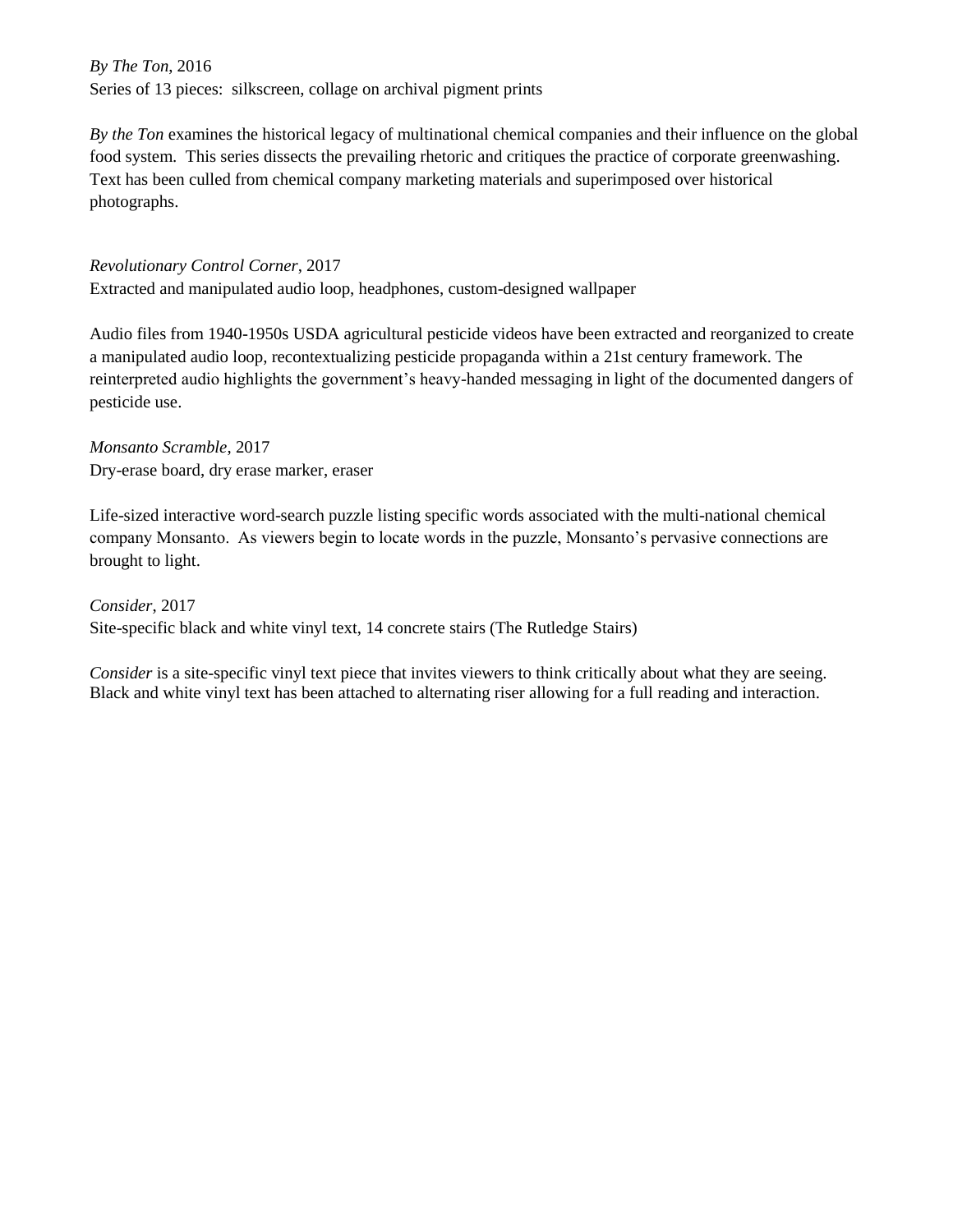*By The Ton*, 2016
Series of 13 pieces: silkscreen, collage on archival pigment prints

*By the Ton* examines the historical legacy of multinational chemical companies and their influence on the global food system. This series dissects the prevailing rhetoric and critiques the practice of corporate greenwashing. Text has been culled from chemical company marketing materials and superimposed over historical photographs.

*Revolutionary Control Corner*, 2017
Extracted and manipulated audio loop, headphones, custom-designed wallpaper

Audio files from 1940-1950s USDA agricultural pesticide videos have been extracted and reorganized to create a manipulated audio loop, recontextualizing pesticide propaganda within a 21st century framework. The reinterpreted audio highlights the government's heavy-handed messaging in light of the documented dangers of pesticide use.

*Monsanto Scramble*, 2017
Dry-erase board, dry erase marker, eraser

Life-sized interactive word-search puzzle listing specific words associated with the multi-national chemical company Monsanto. As viewers begin to locate words in the puzzle, Monsanto's pervasive connections are brought to light.

*Consider*, 2017
Site-specific black and white vinyl text, 14 concrete stairs (The Rutledge Stairs)

*Consider* is a site-specific vinyl text piece that invites viewers to think critically about what they are seeing. Black and white vinyl text has been attached to alternating riser allowing for a full reading and interaction.